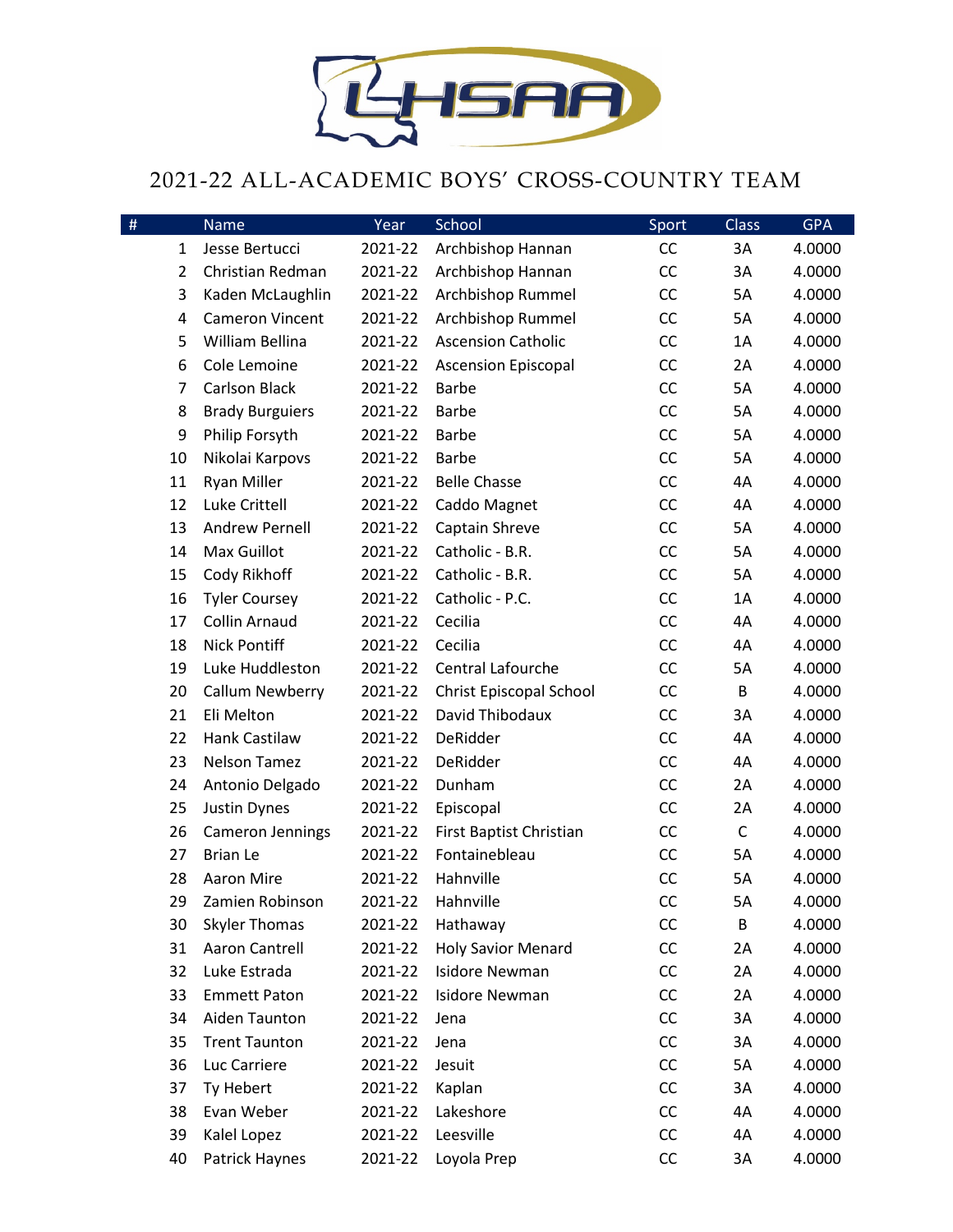# 2021-22 ALL-ACADEMIC BOYS' CROSS-COUNTRY TEAM

| # | Name | Year | School | Sport | Class | GPA |
|---|---|---|---|---|---|---|
| 1 | Jesse Bertucci | 2021-22 | Archbishop Hannan | CC | 3A | 4.0000 |
| 2 | Christian Redman | 2021-22 | Archbishop Hannan | CC | 3A | 4.0000 |
| 3 | Kaden McLaughlin | 2021-22 | Archbishop Rummel | CC | 5A | 4.0000 |
| 4 | Cameron Vincent | 2021-22 | Archbishop Rummel | CC | 5A | 4.0000 |
| 5 | William Bellina | 2021-22 | Ascension Catholic | CC | 1A | 4.0000 |
| 6 | Cole Lemoine | 2021-22 | Ascension Episcopal | CC | 2A | 4.0000 |
| 7 | Carlson Black | 2021-22 | Barbe | CC | 5A | 4.0000 |
| 8 | Brady Burguiers | 2021-22 | Barbe | CC | 5A | 4.0000 |
| 9 | Philip Forsyth | 2021-22 | Barbe | CC | 5A | 4.0000 |
| 10 | Nikolai Karpovs | 2021-22 | Barbe | CC | 5A | 4.0000 |
| 11 | Ryan Miller | 2021-22 | Belle Chasse | CC | 4A | 4.0000 |
| 12 | Luke Crittell | 2021-22 | Caddo Magnet | CC | 4A | 4.0000 |
| 13 | Andrew Pernell | 2021-22 | Captain Shreve | CC | 5A | 4.0000 |
| 14 | Max Guillot | 2021-22 | Catholic - B.R. | CC | 5A | 4.0000 |
| 15 | Cody Rikhoff | 2021-22 | Catholic - B.R. | CC | 5A | 4.0000 |
| 16 | Tyler Coursey | 2021-22 | Catholic - P.C. | CC | 1A | 4.0000 |
| 17 | Collin Arnaud | 2021-22 | Cecilia | CC | 4A | 4.0000 |
| 18 | Nick Pontiff | 2021-22 | Cecilia | CC | 4A | 4.0000 |
| 19 | Luke Huddleston | 2021-22 | Central Lafourche | CC | 5A | 4.0000 |
| 20 | Callum Newberry | 2021-22 | Christ Episcopal School | CC | B | 4.0000 |
| 21 | Eli Melton | 2021-22 | David Thibodaux | CC | 3A | 4.0000 |
| 22 | Hank Castilaw | 2021-22 | DeRidder | CC | 4A | 4.0000 |
| 23 | Nelson Tamez | 2021-22 | DeRidder | CC | 4A | 4.0000 |
| 24 | Antonio Delgado | 2021-22 | Dunham | CC | 2A | 4.0000 |
| 25 | Justin Dynes | 2021-22 | Episcopal | CC | 2A | 4.0000 |
| 26 | Cameron Jennings | 2021-22 | First Baptist Christian | CC | C | 4.0000 |
| 27 | Brian Le | 2021-22 | Fontainebleau | CC | 5A | 4.0000 |
| 28 | Aaron Mire | 2021-22 | Hahnville | CC | 5A | 4.0000 |
| 29 | Zamien Robinson | 2021-22 | Hahnville | CC | 5A | 4.0000 |
| 30 | Skyler Thomas | 2021-22 | Hathaway | CC | B | 4.0000 |
| 31 | Aaron Cantrell | 2021-22 | Holy Savior Menard | CC | 2A | 4.0000 |
| 32 | Luke Estrada | 2021-22 | Isidore Newman | CC | 2A | 4.0000 |
| 33 | Emmett Paton | 2021-22 | Isidore Newman | CC | 2A | 4.0000 |
| 34 | Aiden Taunton | 2021-22 | Jena | CC | 3A | 4.0000 |
| 35 | Trent Taunton | 2021-22 | Jena | CC | 3A | 4.0000 |
| 36 | Luc Carriere | 2021-22 | Jesuit | CC | 5A | 4.0000 |
| 37 | Ty Hebert | 2021-22 | Kaplan | CC | 3A | 4.0000 |
| 38 | Evan Weber | 2021-22 | Lakeshore | CC | 4A | 4.0000 |
| 39 | Kalel Lopez | 2021-22 | Leesville | CC | 4A | 4.0000 |
| 40 | Patrick Haynes | 2021-22 | Loyola Prep | CC | 3A | 4.0000 |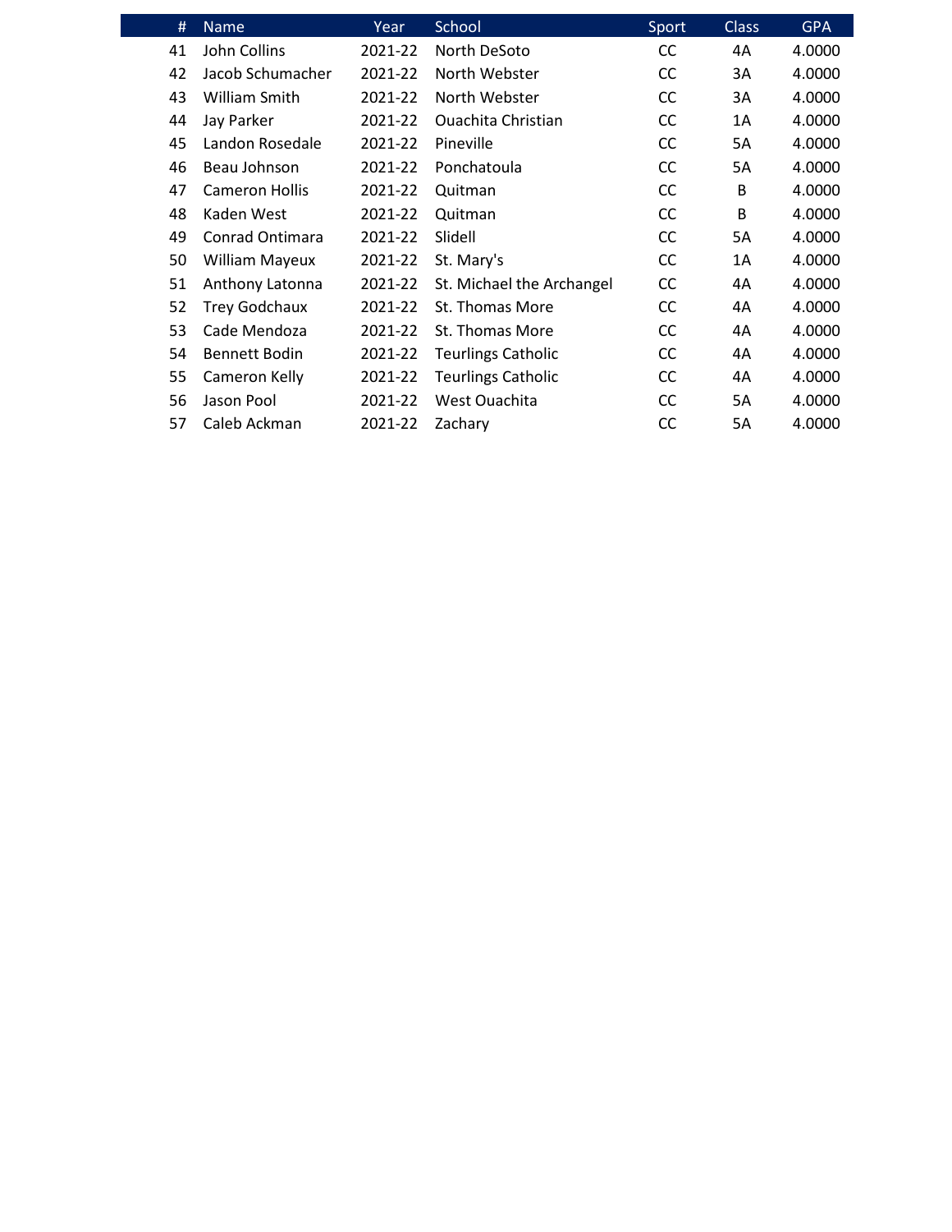| # | Name | Year | School | Sport | Class | GPA |
|---|---|---|---|---|---|---|
| 41 | John Collins | 2021-22 | North DeSoto | CC | 4A | 4.0000 |
| 42 | Jacob Schumacher | 2021-22 | North Webster | CC | 3A | 4.0000 |
| 43 | William Smith | 2021-22 | North Webster | CC | 3A | 4.0000 |
| 44 | Jay Parker | 2021-22 | Ouachita Christian | CC | 1A | 4.0000 |
| 45 | Landon Rosedale | 2021-22 | Pineville | CC | 5A | 4.0000 |
| 46 | Beau Johnson | 2021-22 | Ponchatoula | CC | 5A | 4.0000 |
| 47 | Cameron Hollis | 2021-22 | Quitman | CC | B | 4.0000 |
| 48 | Kaden West | 2021-22 | Quitman | CC | B | 4.0000 |
| 49 | Conrad Ontimara | 2021-22 | Slidell | CC | 5A | 4.0000 |
| 50 | William Mayeux | 2021-22 | St. Mary's | CC | 1A | 4.0000 |
| 51 | Anthony Latonna | 2021-22 | St. Michael the Archangel | CC | 4A | 4.0000 |
| 52 | Trey Godchaux | 2021-22 | St. Thomas More | CC | 4A | 4.0000 |
| 53 | Cade Mendoza | 2021-22 | St. Thomas More | CC | 4A | 4.0000 |
| 54 | Bennett Bodin | 2021-22 | Teurlings Catholic | CC | 4A | 4.0000 |
| 55 | Cameron Kelly | 2021-22 | Teurlings Catholic | CC | 4A | 4.0000 |
| 56 | Jason Pool | 2021-22 | West Ouachita | CC | 5A | 4.0000 |
| 57 | Caleb Ackman | 2021-22 | Zachary | CC | 5A | 4.0000 |